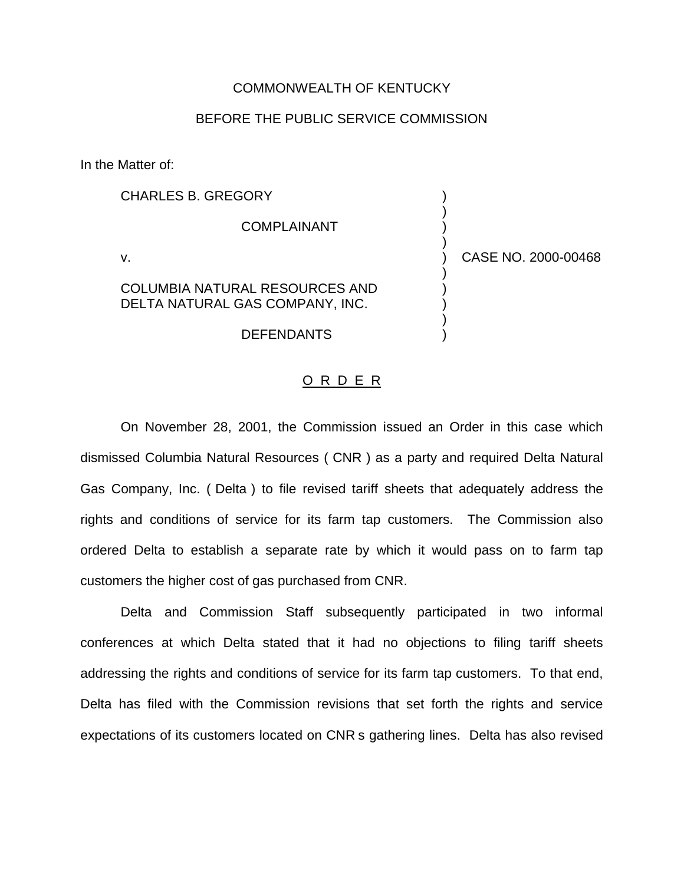COMMONWEALTH OF KENTUCKY

BEFORE THE PUBLIC SERVICE COMMISSION

In the Matter of:

| | | |
|---|---|---|
| CHARLES B. GREGORY | ) | |
| COMPLAINANT | ) | |
| v. | ) | CASE NO. 2000-00468 |
| COLUMBIA NATURAL RESOURCES AND DELTA NATURAL GAS COMPANY, INC. | ) | |
| DEFENDANTS | ) | |

## O R D E R

On November 28, 2001, the Commission issued an Order in this case which dismissed Columbia Natural Resources ( CNR ) as a party and required Delta Natural Gas Company, Inc. ( Delta ) to file revised tariff sheets that adequately address the rights and conditions of service for its farm tap customers. The Commission also ordered Delta to establish a separate rate by which it would pass on to farm tap customers the higher cost of gas purchased from CNR.

Delta and Commission Staff subsequently participated in two informal conferences at which Delta stated that it had no objections to filing tariff sheets addressing the rights and conditions of service for its farm tap customers. To that end, Delta has filed with the Commission revisions that set forth the rights and service expectations of its customers located on CNR s gathering lines. Delta has also revised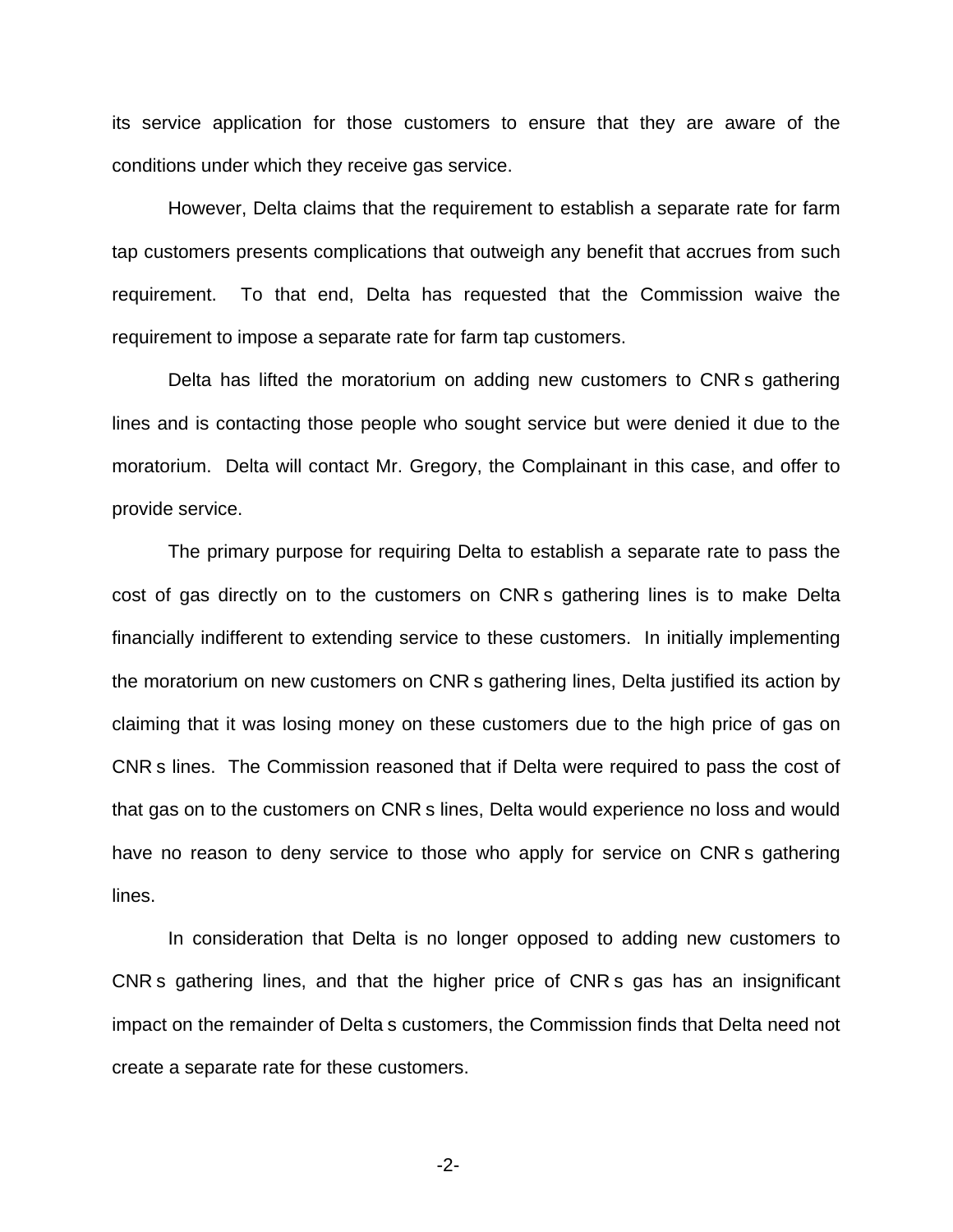its service application for those customers to ensure that they are aware of the conditions under which they receive gas service.

However, Delta claims that the requirement to establish a separate rate for farm tap customers presents complications that outweigh any benefit that accrues from such requirement. To that end, Delta has requested that the Commission waive the requirement to impose a separate rate for farm tap customers.

Delta has lifted the moratorium on adding new customers to CNR s gathering lines and is contacting those people who sought service but were denied it due to the moratorium. Delta will contact Mr. Gregory, the Complainant in this case, and offer to provide service.

The primary purpose for requiring Delta to establish a separate rate to pass the cost of gas directly on to the customers on CNR s gathering lines is to make Delta financially indifferent to extending service to these customers. In initially implementing the moratorium on new customers on CNR s gathering lines, Delta justified its action by claiming that it was losing money on these customers due to the high price of gas on CNR s lines. The Commission reasoned that if Delta were required to pass the cost of that gas on to the customers on CNR s lines, Delta would experience no loss and would have no reason to deny service to those who apply for service on CNR s gathering lines.

In consideration that Delta is no longer opposed to adding new customers to CNR s gathering lines, and that the higher price of CNR s gas has an insignificant impact on the remainder of Delta s customers, the Commission finds that Delta need not create a separate rate for these customers.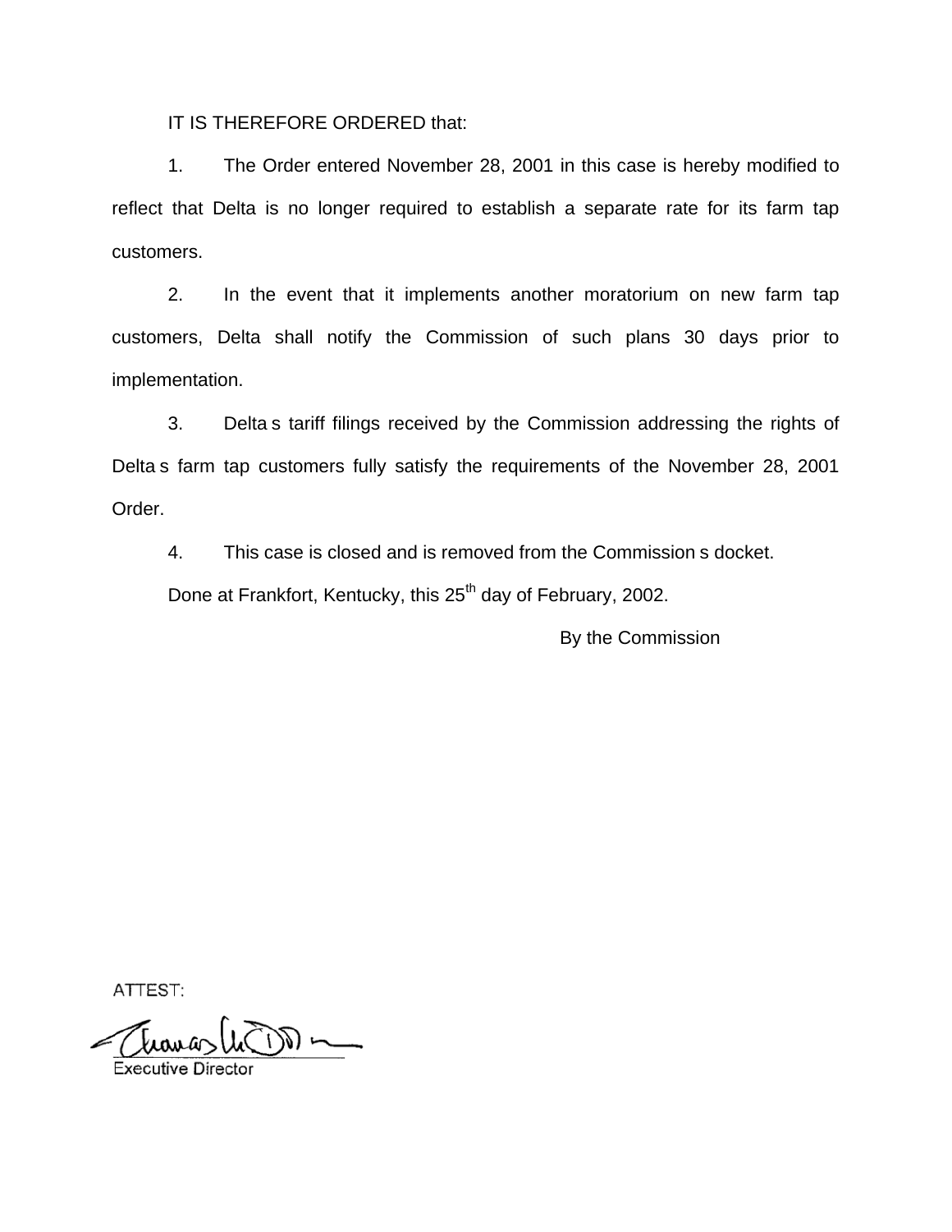IT IS THEREFORE ORDERED that:

1. The Order entered November 28, 2001 in this case is hereby modified to reflect that Delta is no longer required to establish a separate rate for its farm tap customers.

2. In the event that it implements another moratorium on new farm tap customers, Delta shall notify the Commission of such plans 30 days prior to implementation.

3. Delta s tariff filings received by the Commission addressing the rights of Delta s farm tap customers fully satisfy the requirements of the November 28, 2001 Order.

4. This case is closed and is removed from the Commission s docket.

Done at Frankfort, Kentucky, this 25th day of February, 2002.

By the Commission

ATTEST:

Executive Director